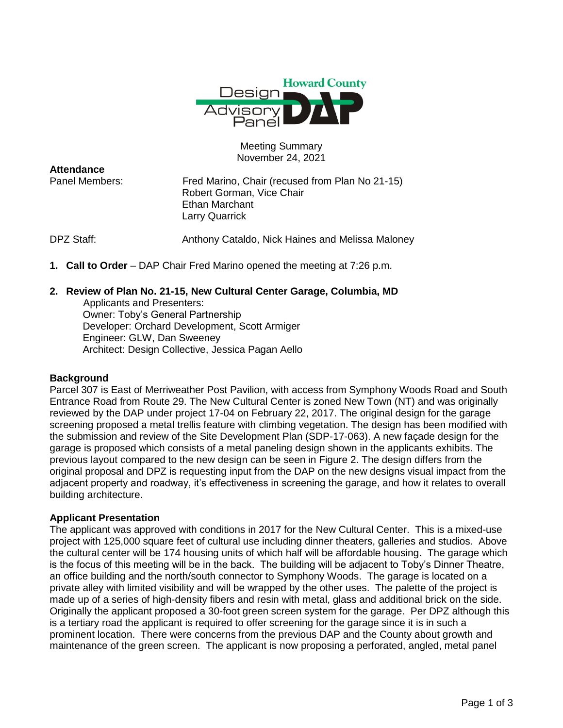Meeting Summary
November 24, 2021

**Attendance**

Panel Members: Fred Marino, Chair (recused from Plan No 21-15)
Robert Gorman, Vice Chair
Ethan Marchant
Larry Quarrick

DPZ Staff: Anthony Cataldo, Nick Haines and Melissa Maloney

1. **Call to Order** – DAP Chair Fred Marino opened the meeting at 7:26 p.m.

2. **Review of Plan No. 21-15, New Cultural Center Garage, Columbia, MD**

   Applicants and Presenters:
   Owner: Toby's General Partnership
   Developer: Orchard Development, Scott Armiger
   Engineer: GLW, Dan Sweeney
   Architect: Design Collective, Jessica Pagan Aello

**Background**

Parcel 307 is East of Merriweather Post Pavilion, with access from Symphony Woods Road and South Entrance Road from Route 29. The New Cultural Center is zoned New Town (NT) and was originally reviewed by the DAP under project 17-04 on February 22, 2017. The original design for the garage screening proposed a metal trellis feature with climbing vegetation. The design has been modified with the submission and review of the Site Development Plan (SDP-17-063). A new façade design for the garage is proposed which consists of a metal paneling design shown in the applicants exhibits. The previous layout compared to the new design can be seen in Figure 2. The design differs from the original proposal and DPZ is requesting input from the DAP on the new designs visual impact from the adjacent property and roadway, it's effectiveness in screening the garage, and how it relates to overall building architecture.

**Applicant Presentation**

The applicant was approved with conditions in 2017 for the New Cultural Center. This is a mixed-use project with 125,000 square feet of cultural use including dinner theaters, galleries and studios. Above the cultural center will be 174 housing units of which half will be affordable housing. The garage which is the focus of this meeting will be in the back. The building will be adjacent to Toby's Dinner Theatre, an office building and the north/south connector to Symphony Woods. The garage is located on a private alley with limited visibility and will be wrapped by the other uses. The palette of the project is made up of a series of high-density fibers and resin with metal, glass and additional brick on the side. Originally the applicant proposed a 30-foot green screen system for the garage. Per DPZ although this is a tertiary road the applicant is required to offer screening for the garage since it is in such a prominent location. There were concerns from the previous DAP and the County about growth and maintenance of the green screen. The applicant is now proposing a perforated, angled, metal panel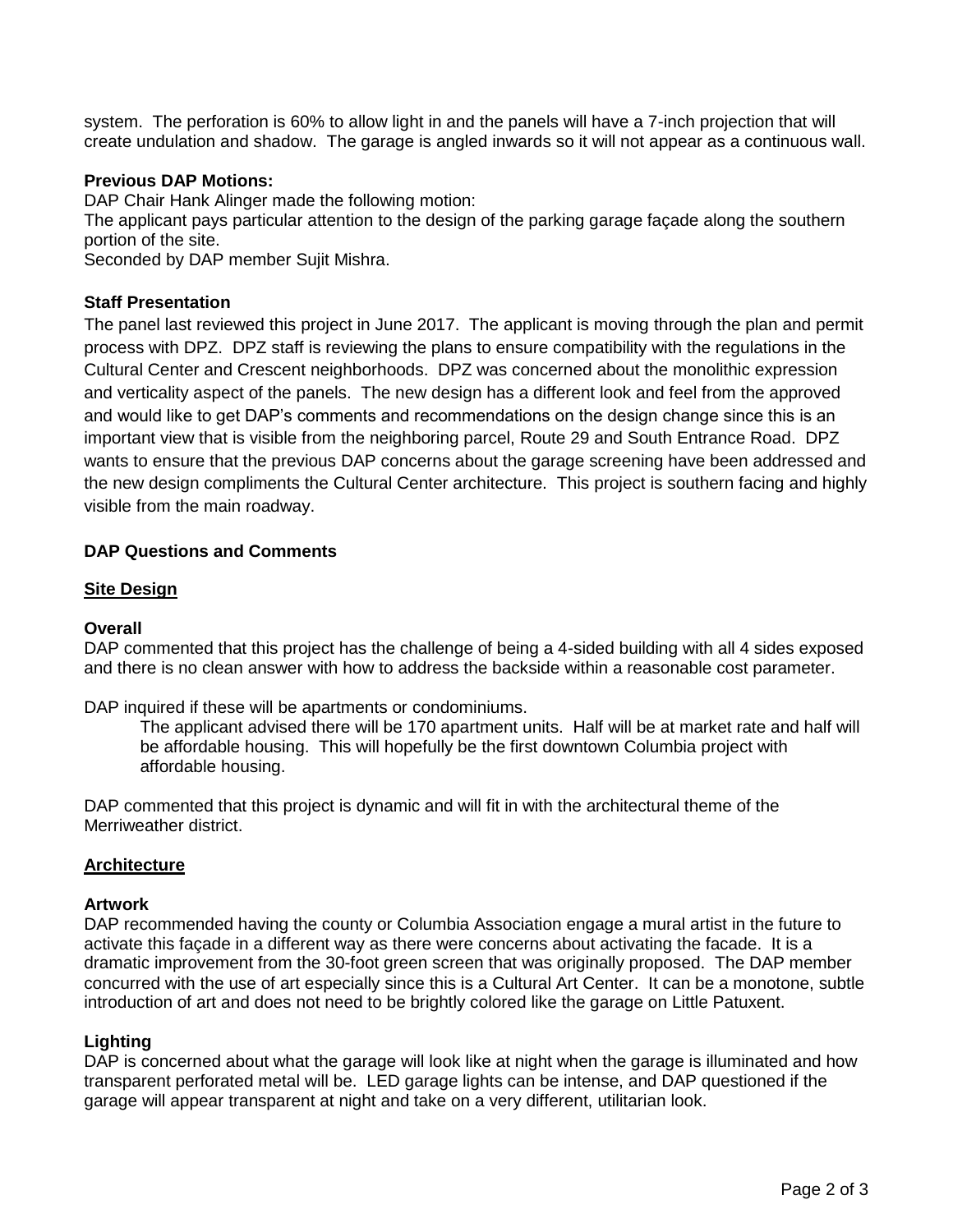system. The perforation is 60% to allow light in and the panels will have a 7-inch projection that will create undulation and shadow. The garage is angled inwards so it will not appear as a continuous wall.

**Previous DAP Motions:**

DAP Chair Hank Alinger made the following motion:

The applicant pays particular attention to the design of the parking garage façade along the southern portion of the site.

Seconded by DAP member Sujit Mishra.

**Staff Presentation**

The panel last reviewed this project in June 2017. The applicant is moving through the plan and permit process with DPZ. DPZ staff is reviewing the plans to ensure compatibility with the regulations in the Cultural Center and Crescent neighborhoods. DPZ was concerned about the monolithic expression and verticality aspect of the panels. The new design has a different look and feel from the approved and would like to get DAP's comments and recommendations on the design change since this is an important view that is visible from the neighboring parcel, Route 29 and South Entrance Road. DPZ wants to ensure that the previous DAP concerns about the garage screening have been addressed and the new design compliments the Cultural Center architecture. This project is southern facing and highly visible from the main roadway.

**DAP Questions and Comments**

**Site Design**

**Overall**

DAP commented that this project has the challenge of being a 4-sided building with all 4 sides exposed and there is no clean answer with how to address the backside within a reasonable cost parameter.

DAP inquired if these will be apartments or condominiums.

> The applicant advised there will be 170 apartment units. Half will be at market rate and half will be affordable housing. This will hopefully be the first downtown Columbia project with affordable housing.

DAP commented that this project is dynamic and will fit in with the architectural theme of the Merriweather district.

**Architecture**

**Artwork**

DAP recommended having the county or Columbia Association engage a mural artist in the future to activate this façade in a different way as there were concerns about activating the facade. It is a dramatic improvement from the 30-foot green screen that was originally proposed. The DAP member concurred with the use of art especially since this is a Cultural Art Center. It can be a monotone, subtle introduction of art and does not need to be brightly colored like the garage on Little Patuxent.

**Lighting**

DAP is concerned about what the garage will look like at night when the garage is illuminated and how transparent perforated metal will be. LED garage lights can be intense, and DAP questioned if the garage will appear transparent at night and take on a very different, utilitarian look.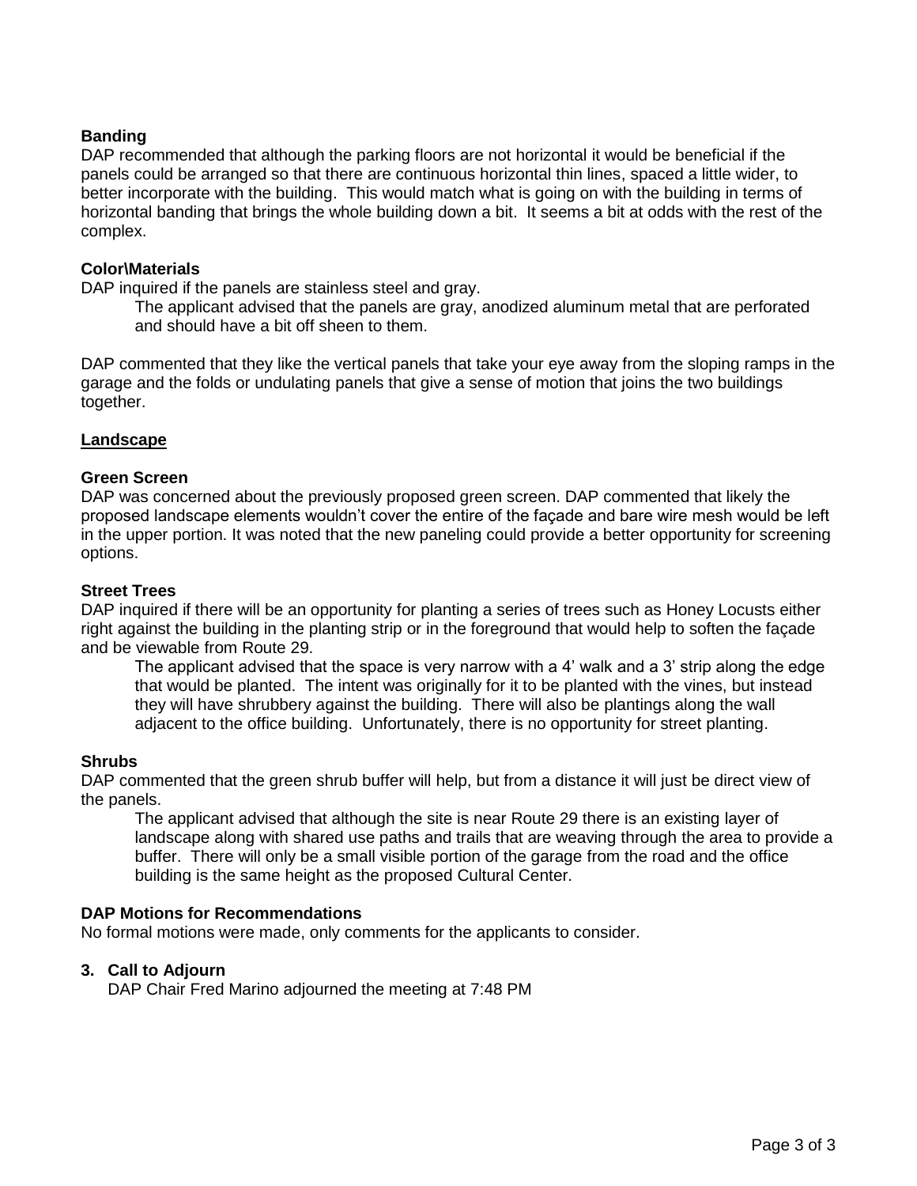**Banding**

DAP recommended that although the parking floors are not horizontal it would be beneficial if the panels could be arranged so that there are continuous horizontal thin lines, spaced a little wider, to better incorporate with the building. This would match what is going on with the building in terms of horizontal banding that brings the whole building down a bit. It seems a bit at odds with the rest of the complex.

**Color\Materials**

DAP inquired if the panels are stainless steel and gray.

> The applicant advised that the panels are gray, anodized aluminum metal that are perforated and should have a bit off sheen to them.

DAP commented that they like the vertical panels that take your eye away from the sloping ramps in the garage and the folds or undulating panels that give a sense of motion that joins the two buildings together.

**<u>Landscape</u>**

**Green Screen**

DAP was concerned about the previously proposed green screen. DAP commented that likely the proposed landscape elements wouldn't cover the entire of the façade and bare wire mesh would be left in the upper portion. It was noted that the new paneling could provide a better opportunity for screening options.

**Street Trees**

DAP inquired if there will be an opportunity for planting a series of trees such as Honey Locusts either right against the building in the planting strip or in the foreground that would help to soften the façade and be viewable from Route 29.

> The applicant advised that the space is very narrow with a 4' walk and a 3' strip along the edge that would be planted. The intent was originally for it to be planted with the vines, but instead they will have shrubbery against the building. There will also be plantings along the wall adjacent to the office building. Unfortunately, there is no opportunity for street planting.

**Shrubs**

DAP commented that the green shrub buffer will help, but from a distance it will just be direct view of the panels.

> The applicant advised that although the site is near Route 29 there is an existing layer of landscape along with shared use paths and trails that are weaving through the area to provide a buffer. There will only be a small visible portion of the garage from the road and the office building is the same height as the proposed Cultural Center.

**DAP Motions for Recommendations**

No formal motions were made, only comments for the applicants to consider.

**3. Call to Adjourn**

DAP Chair Fred Marino adjourned the meeting at 7:48 PM